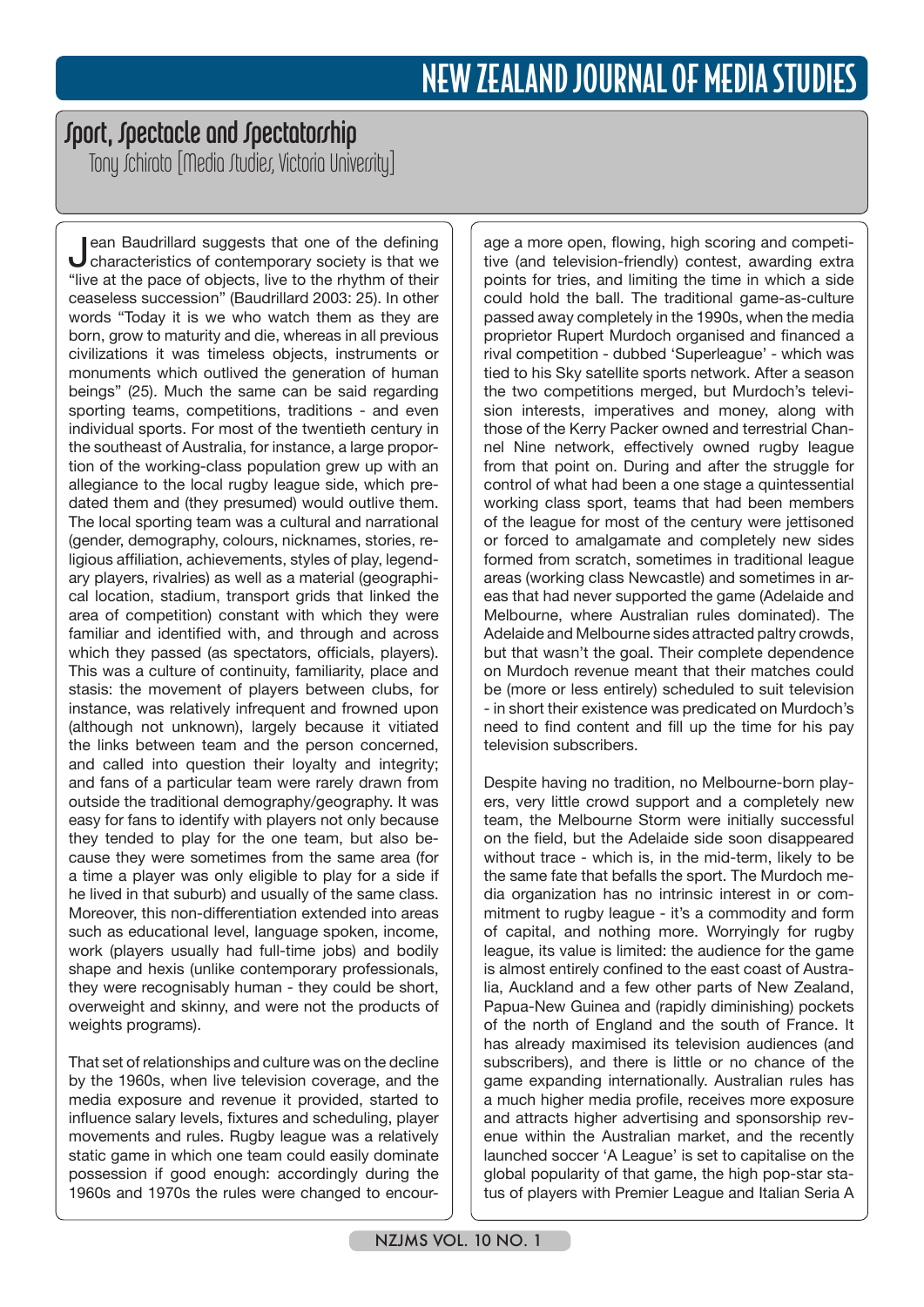# Sport, Spectacle and Spectatorship

Tony Schirato [Media Studies, Victoria University]

Jean Baudrillard suggests that one of the defining characteristics of contemporary society is that we "live at the pace of objects, live to the rhythm of their ceaseless succession" (Baudrillard 2003: 25). In other words "Today it is we who watch them as they are born, grow to maturity and die, whereas in all previous civilizations it was timeless objects, instruments or monuments which outlived the generation of human beings" (25). Much the same can be said regarding sporting teams, competitions, traditions - and even individual sports. For most of the twentieth century in the southeast of Australia, for instance, a large proportion of the working-class population grew up with an allegiance to the local rugby league side, which predated them and (they presumed) would outlive them. The local sporting team was a cultural and narrational (gender, demography, colours, nicknames, stories, religious affiliation, achievements, styles of play, legendary players, rivalries) as well as a material (geographical location, stadium, transport grids that linked the area of competition) constant with which they were familiar and identified with, and through and across which they passed (as spectators, officials, players). This was a culture of continuity, familiarity, place and stasis: the movement of players between clubs, for instance, was relatively infrequent and frowned upon (although not unknown), largely because it vitiated the links between team and the person concerned, and called into question their loyalty and integrity; and fans of a particular team were rarely drawn from outside the traditional demography/geography. It was easy for fans to identify with players not only because they tended to play for the one team, but also because they were sometimes from the same area (for a time a player was only eligible to play for a side if he lived in that suburb) and usually of the same class. Moreover, this non-differentiation extended into areas such as educational level, language spoken, income, work (players usually had full-time jobs) and bodily shape and hexis (unlike contemporary professionals, they were recognisably human - they could be short, overweight and skinny, and were not the products of weights programs).

That set of relationships and culture was on the decline by the 1960s, when live television coverage, and the media exposure and revenue it provided, started to influence salary levels, fixtures and scheduling, player movements and rules. Rugby league was a relatively static game in which one team could easily dominate possession if good enough: accordingly during the 1960s and 1970s the rules were changed to encourage a more open, flowing, high scoring and competitive (and television-friendly) contest, awarding extra points for tries, and limiting the time in which a side could hold the ball. The traditional game-as-culture passed away completely in the 1990s, when the media proprietor Rupert Murdoch organised and financed a rival competition - dubbed 'Superleague' - which was tied to his Sky satellite sports network. After a season the two competitions merged, but Murdoch's television interests, imperatives and money, along with those of the Kerry Packer owned and terrestrial Channel Nine network, effectively owned rugby league from that point on. During and after the struggle for control of what had been a one stage a quintessential working class sport, teams that had been members of the league for most of the century were jettisoned or forced to amalgamate and completely new sides formed from scratch, sometimes in traditional league areas (working class Newcastle) and sometimes in areas that had never supported the game (Adelaide and Melbourne, where Australian rules dominated). The Adelaide and Melbourne sides attracted paltry crowds, but that wasn't the goal. Their complete dependence on Murdoch revenue meant that their matches could be (more or less entirely) scheduled to suit television - in short their existence was predicated on Murdoch's need to find content and fill up the time for his pay television subscribers.

Despite having no tradition, no Melbourne-born players, very little crowd support and a completely new team, the Melbourne Storm were initially successful on the field, but the Adelaide side soon disappeared without trace - which is, in the mid-term, likely to be the same fate that befalls the sport. The Murdoch media organization has no intrinsic interest in or commitment to rugby league - it's a commodity and form of capital, and nothing more. Worryingly for rugby league, its value is limited: the audience for the game is almost entirely confined to the east coast of Australia, Auckland and a few other parts of New Zealand, Papua-New Guinea and (rapidly diminishing) pockets of the north of England and the south of France. It has already maximised its television audiences (and subscribers), and there is little or no chance of the game expanding internationally. Australian rules has a much higher media profile, receives more exposure and attracts higher advertising and sponsorship revenue within the Australian market, and the recently launched soccer 'A League' is set to capitalise on the global popularity of that game, the high pop-star status of players with Premier League and Italian Seria A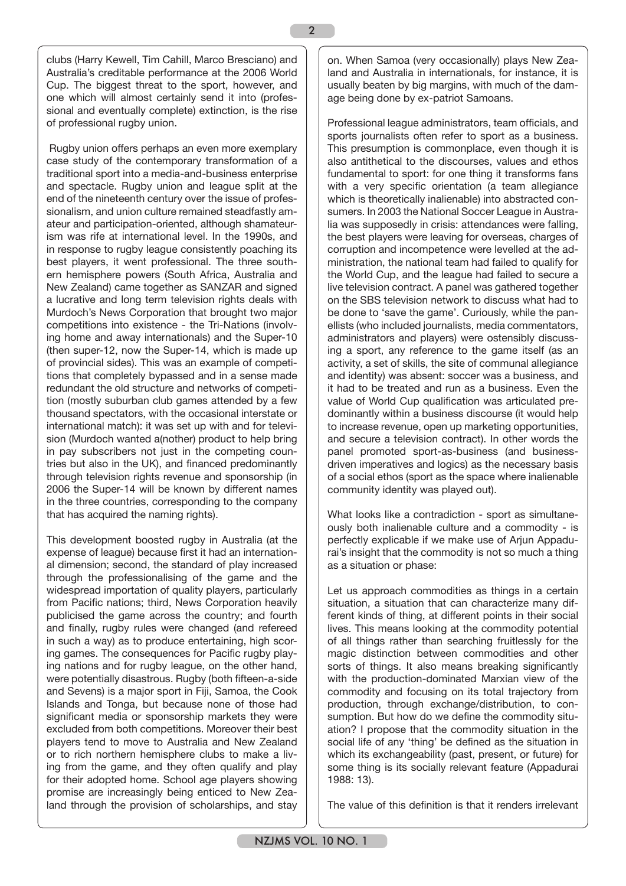clubs (Harry Kewell, Tim Cahill, Marco Bresciano) and Australia's creditable performance at the 2006 World Cup. The biggest threat to the sport, however, and one which will almost certainly send it into (professional and eventually complete) extinction, is the rise of professional rugby union.

Rugby union offers perhaps an even more exemplary case study of the contemporary transformation of a traditional sport into a media-and-business enterprise and spectacle. Rugby union and league split at the end of the nineteenth century over the issue of professionalism, and union culture remained steadfastly amateur and participation-oriented, although shamateurism was rife at international level. In the 1990s, and in response to rugby league consistently poaching its best players, it went professional. The three southern hemisphere powers (South Africa, Australia and New Zealand) came together as SANZAR and signed a lucrative and long term television rights deals with Murdoch's News Corporation that brought two major competitions into existence - the Tri-Nations (involving home and away internationals) and the Super-10 (then super-12, now the Super-14, which is made up of provincial sides). This was an example of competitions that completely bypassed and in a sense made redundant the old structure and networks of competition (mostly suburban club games attended by a few thousand spectators, with the occasional interstate or international match): it was set up with and for television (Murdoch wanted a(nother) product to help bring in pay subscribers not just in the competing countries but also in the UK), and financed predominantly through television rights revenue and sponsorship (in 2006 the Super-14 will be known by different names in the three countries, corresponding to the company that has acquired the naming rights).

This development boosted rugby in Australia (at the expense of league) because first it had an international dimension; second, the standard of play increased through the professionalising of the game and the widespread importation of quality players, particularly from Pacific nations; third, News Corporation heavily publicised the game across the country; and fourth and finally, rugby rules were changed (and refereed in such a way) as to produce entertaining, high scoring games. The consequences for Pacific rugby playing nations and for rugby league, on the other hand, were potentially disastrous. Rugby (both fifteen-a-side and Sevens) is a major sport in Fiji, Samoa, the Cook Islands and Tonga, but because none of those had significant media or sponsorship markets they were excluded from both competitions. Moreover their best players tend to move to Australia and New Zealand or to rich northern hemisphere clubs to make a living from the game, and they often qualify and play for their adopted home. School age players showing promise are increasingly being enticed to New Zealand through the provision of scholarships, and stay on. When Samoa (very occasionally) plays New Zealand and Australia in internationals, for instance, it is usually beaten by big margins, with much of the damage being done by ex-patriot Samoans.

Professional league administrators, team officials, and sports journalists often refer to sport as a business. This presumption is commonplace, even though it is also antithetical to the discourses, values and ethos fundamental to sport: for one thing it transforms fans with a very specific orientation (a team allegiance which is theoretically inalienable) into abstracted consumers. In 2003 the National Soccer League in Australia was supposedly in crisis: attendances were falling, the best players were leaving for overseas, charges of corruption and incompetence were levelled at the administration, the national team had failed to qualify for the World Cup, and the league had failed to secure a live television contract. A panel was gathered together on the SBS television network to discuss what had to be done to 'save the game'. Curiously, while the panellists (who included journalists, media commentators, administrators and players) were ostensibly discussing a sport, any reference to the game itself (as an activity, a set of skills, the site of communal allegiance and identity) was absent: soccer was a business, and it had to be treated and run as a business. Even the value of World Cup qualification was articulated predominantly within a business discourse (it would help to increase revenue, open up marketing opportunities, and secure a television contract). In other words the panel promoted sport-as-business (and business-driven imperatives and logics) as the necessary basis of a social ethos (sport as the space where inalienable community identity was played out).

What looks like a contradiction - sport as simultaneously both inalienable culture and a commodity - is perfectly explicable if we make use of Arjun Appadurai's insight that the commodity is not so much a thing as a situation or phase:

> Let us approach commodities as things in a certain situation, a situation that can characterize many different kinds of thing, at different points in their social lives. This means looking at the commodity potential of all things rather than searching fruitlessly for the magic distinction between commodities and other sorts of things. It also means breaking significantly with the production-dominated Marxian view of the commodity and focusing on its total trajectory from production, through exchange/distribution, to consumption. But how do we define the commodity situation? I propose that the commodity situation in the social life of any 'thing' be defined as the situation in which its exchangeability (past, present, or future) for some thing is its socially relevant feature (Appadurai 1988: 13).

The value of this definition is that it renders irrelevant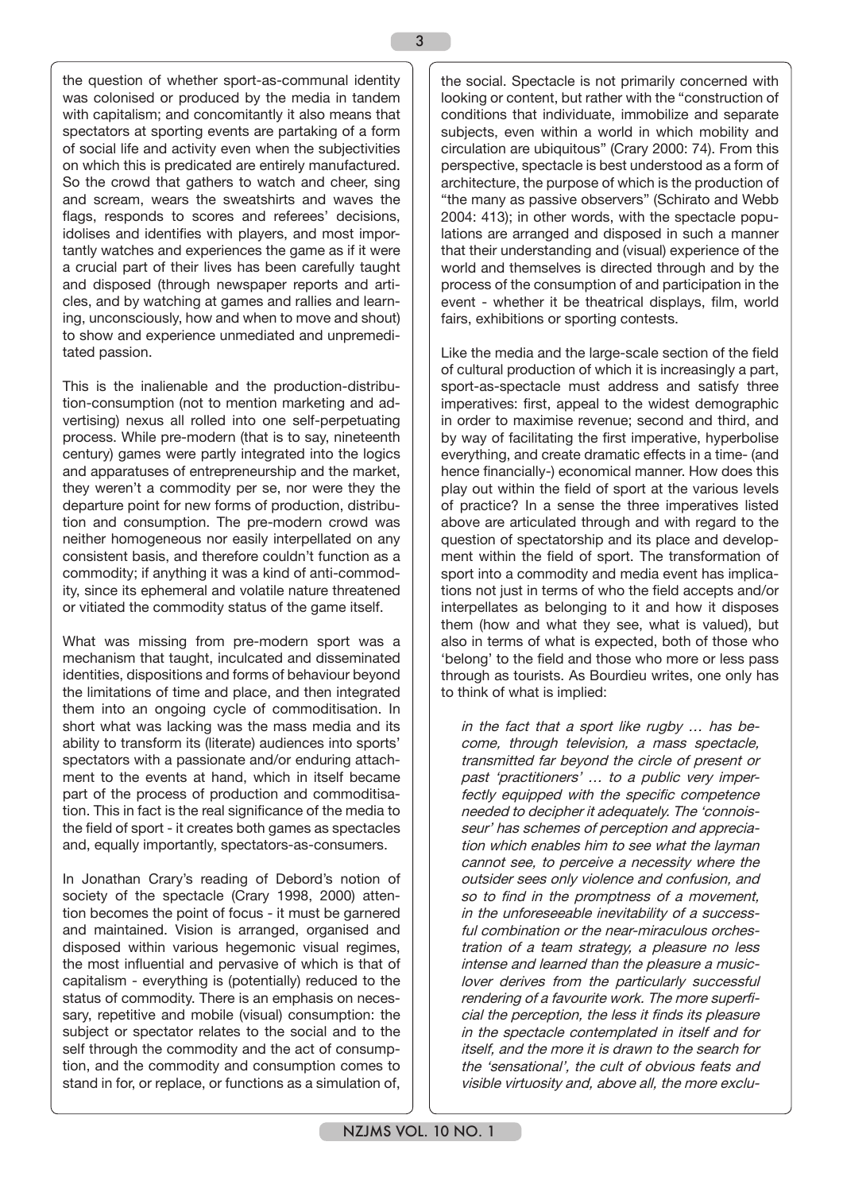the question of whether sport-as-communal identity was colonised or produced by the media in tandem with capitalism; and concomitantly it also means that spectators at sporting events are partaking of a form of social life and activity even when the subjectivities on which this is predicated are entirely manufactured. So the crowd that gathers to watch and cheer, sing and scream, wears the sweatshirts and waves the flags, responds to scores and referees' decisions, idolises and identifies with players, and most importantly watches and experiences the game as if it were a crucial part of their lives has been carefully taught and disposed (through newspaper reports and articles, and by watching at games and rallies and learning, unconsciously, how and when to move and shout) to show and experience unmediated and unpremeditated passion.

This is the inalienable and the production-distribution-consumption (not to mention marketing and advertising) nexus all rolled into one self-perpetuating process. While pre-modern (that is to say, nineteenth century) games were partly integrated into the logics and apparatuses of entrepreneurship and the market, they weren't a commodity per se, nor were they the departure point for new forms of production, distribution and consumption. The pre-modern crowd was neither homogeneous nor easily interpellated on any consistent basis, and therefore couldn't function as a commodity; if anything it was a kind of anti-commodity, since its ephemeral and volatile nature threatened or vitiated the commodity status of the game itself.

What was missing from pre-modern sport was a mechanism that taught, inculcated and disseminated identities, dispositions and forms of behaviour beyond the limitations of time and place, and then integrated them into an ongoing cycle of commoditisation. In short what was lacking was the mass media and its ability to transform its (literate) audiences into sports' spectators with a passionate and/or enduring attachment to the events at hand, which in itself became part of the process of production and commoditisation. This in fact is the real significance of the media to the field of sport - it creates both games as spectacles and, equally importantly, spectators-as-consumers.

In Jonathan Crary's reading of Debord's notion of society of the spectacle (Crary 1998, 2000) attention becomes the point of focus - it must be garnered and maintained. Vision is arranged, organised and disposed within various hegemonic visual regimes, the most influential and pervasive of which is that of capitalism - everything is (potentially) reduced to the status of commodity. There is an emphasis on necessary, repetitive and mobile (visual) consumption: the subject or spectator relates to the social and to the self through the commodity and the act of consumption, and the commodity and consumption comes to stand in for, or replace, or functions as a simulation of, the social. Spectacle is not primarily concerned with looking or content, but rather with the "construction of conditions that individuate, immobilize and separate subjects, even within a world in which mobility and circulation are ubiquitous" (Crary 2000: 74). From this perspective, spectacle is best understood as a form of architecture, the purpose of which is the production of "the many as passive observers" (Schirato and Webb 2004: 413); in other words, with the spectacle populations are arranged and disposed in such a manner that their understanding and (visual) experience of the world and themselves is directed through and by the process of the consumption of and participation in the event - whether it be theatrical displays, film, world fairs, exhibitions or sporting contests.

Like the media and the large-scale section of the field of cultural production of which it is increasingly a part, sport-as-spectacle must address and satisfy three imperatives: first, appeal to the widest demographic in order to maximise revenue; second and third, and by way of facilitating the first imperative, hyperbolise everything, and create dramatic effects in a time- (and hence financially-) economical manner. How does this play out within the field of sport at the various levels of practice? In a sense the three imperatives listed above are articulated through and with regard to the question of spectatorship and its place and development within the field of sport. The transformation of sport into a commodity and media event has implications not just in terms of who the field accepts and/or interpellates as belonging to it and how it disposes them (how and what they see, what is valued), but also in terms of what is expected, both of those who 'belong' to the field and those who more or less pass through as tourists. As Bourdieu writes, one only has to think of what is implied:

> *in the fact that a sport like rugby … has become, through television, a mass spectacle, transmitted far beyond the circle of present or past 'practitioners' … to a public very imperfectly equipped with the specific competence needed to decipher it adequately. The 'connoisseur' has schemes of perception and appreciation which enables him to see what the layman cannot see, to perceive a necessity where the outsider sees only violence and confusion, and so to find in the promptness of a movement, in the unforeseeable inevitability of a successful combination or the near-miraculous orchestration of a team strategy, a pleasure no less intense and learned than the pleasure a music-lover derives from the particularly successful rendering of a favourite work. The more superficial the perception, the less it finds its pleasure in the spectacle contemplated in itself and for itself, and the more it is drawn to the search for the 'sensational', the cult of obvious feats and visible virtuosity and, above all, the more exclu-*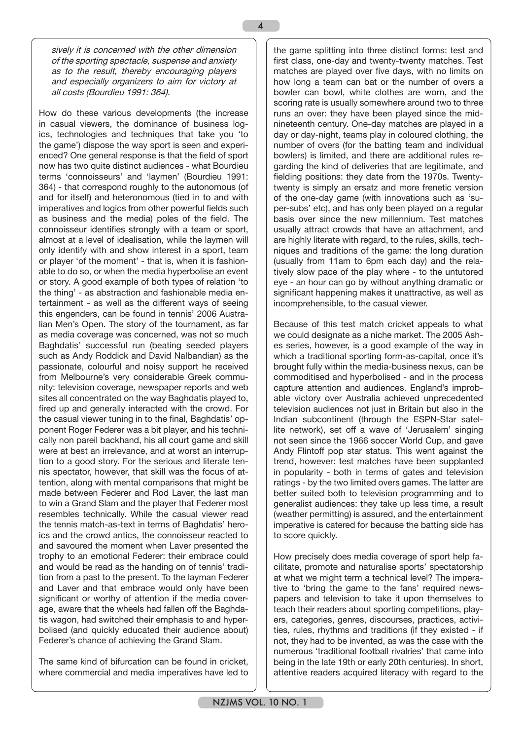*sively it is concerned with the other dimension of the sporting spectacle, suspense and anxiety as to the result, thereby encouraging players and especially organizers to aim for victory at all costs (Bourdieu 1991: 364).*

How do these various developments (the increase in casual viewers, the dominance of business logics, technologies and techniques that take you 'to the game') dispose the way sport is seen and experienced? One general response is that the field of sport now has two quite distinct audiences - what Bourdieu terms 'connoisseurs' and 'laymen' (Bourdieu 1991: 364) - that correspond roughly to the autonomous (of and for itself) and heteronomous (tied in to and with imperatives and logics from other powerful fields such as business and the media) poles of the field. The connoisseur identifies strongly with a team or sport, almost at a level of idealisation, while the laymen will only identify with and show interest in a sport, team or player 'of the moment' - that is, when it is fashionable to do so, or when the media hyperbolise an event or story. A good example of both types of relation 'to the thing' - as abstraction and fashionable media entertainment - as well as the different ways of seeing this engenders, can be found in tennis' 2006 Australian Men's Open. The story of the tournament, as far as media coverage was concerned, was not so much Baghdatis' successful run (beating seeded players such as Andy Roddick and David Nalbandian) as the passionate, colourful and noisy support he received from Melbourne's very considerable Greek community: television coverage, newspaper reports and web sites all concentrated on the way Baghdatis played to, fired up and generally interacted with the crowd. For the casual viewer tuning in to the final, Baghdatis' opponent Roger Federer was a bit player, and his technically non pareil backhand, his all court game and skill were at best an irrelevance, and at worst an interruption to a good story. For the serious and literate tennis spectator, however, that skill was the focus of attention, along with mental comparisons that might be made between Federer and Rod Laver, the last man to win a Grand Slam and the player that Federer most resembles technically. While the casual viewer read the tennis match-as-text in terms of Baghdatis' heroics and the crowd antics, the connoisseur reacted to and savoured the moment when Laver presented the trophy to an emotional Federer: their embrace could and would be read as the handing on of tennis' tradition from a past to the present. To the layman Federer and Laver and that embrace would only have been significant or worthy of attention if the media coverage, aware that the wheels had fallen off the Baghdatis wagon, had switched their emphasis to and hyperbolised (and quickly educated their audience about) Federer's chance of achieving the Grand Slam.

The same kind of bifurcation can be found in cricket, where commercial and media imperatives have led to the game splitting into three distinct forms: test and first class, one-day and twenty-twenty matches. Test matches are played over five days, with no limits on how long a team can bat or the number of overs a bowler can bowl, white clothes are worn, and the scoring rate is usually somewhere around two to three runs an over: they have been played since the mid-nineteenth century. One-day matches are played in a day or day-night, teams play in coloured clothing, the number of overs (for the batting team and individual bowlers) is limited, and there are additional rules regarding the kind of deliveries that are legitimate, and fielding positions: they date from the 1970s. Twenty-twenty is simply an ersatz and more frenetic version of the one-day game (with innovations such as 'super-subs' etc), and has only been played on a regular basis over since the new millennium. Test matches usually attract crowds that have an attachment, and are highly literate with regard, to the rules, skills, techniques and traditions of the game: the long duration (usually from 11am to 6pm each day) and the relatively slow pace of the play where - to the untutored eye - an hour can go by without anything dramatic or significant happening makes it unattractive, as well as incomprehensible, to the casual viewer.

Because of this test match cricket appeals to what we could designate as a niche market. The 2005 Ashes series, however, is a good example of the way in which a traditional sporting form-as-capital, once it's brought fully within the media-business nexus, can be commoditised and hyperbolised - and in the process capture attention and audiences. England's improbable victory over Australia achieved unprecedented television audiences not just in Britain but also in the Indian subcontinent (through the ESPN-Star satellite network), set off a wave of 'Jerusalem' singing not seen since the 1966 soccer World Cup, and gave Andy Flintoff pop star status. This went against the trend, however: test matches have been supplanted in popularity - both in terms of gates and television ratings - by the two limited overs games. The latter are better suited both to television programming and to generalist audiences: they take up less time, a result (weather permitting) is assured, and the entertainment imperative is catered for because the batting side has to score quickly.

How precisely does media coverage of sport help facilitate, promote and naturalise sports' spectatorship at what we might term a technical level? The imperative to 'bring the game to the fans' required newspapers and television to take it upon themselves to teach their readers about sporting competitions, players, categories, genres, discourses, practices, activities, rules, rhythms and traditions (if they existed - if not, they had to be invented, as was the case with the numerous 'traditional football rivalries' that came into being in the late 19th or early 20th centuries). In short, attentive readers acquired literacy with regard to the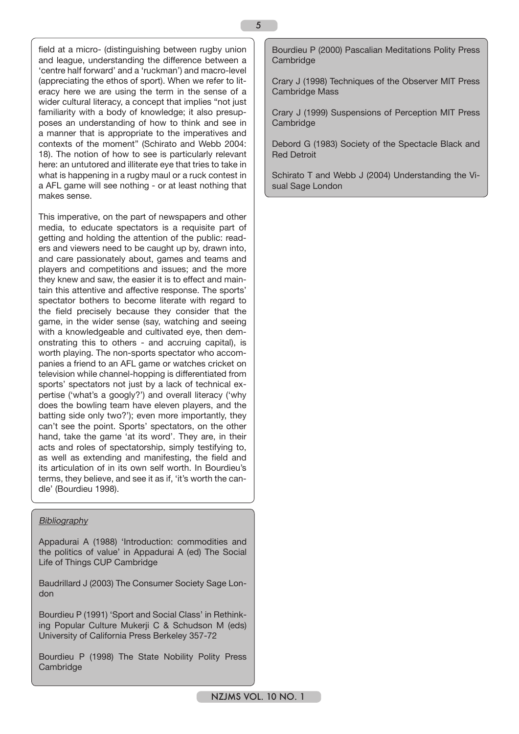field at a micro- (distinguishing between rugby union and league, understanding the difference between a 'centre half forward' and a 'ruckman') and macro-level (appreciating the ethos of sport). When we refer to literacy here we are using the term in the sense of a wider cultural literacy, a concept that implies "not just familiarity with a body of knowledge; it also presupposes an understanding of how to think and see in a manner that is appropriate to the imperatives and contexts of the moment" (Schirato and Webb 2004: 18). The notion of how to see is particularly relevant here: an untutored and illiterate eye that tries to take in what is happening in a rugby maul or a ruck contest in a AFL game will see nothing - or at least nothing that makes sense.

This imperative, on the part of newspapers and other media, to educate spectators is a requisite part of getting and holding the attention of the public: readers and viewers need to be caught up by, drawn into, and care passionately about, games and teams and players and competitions and issues; and the more they knew and saw, the easier it is to effect and maintain this attentive and affective response. The sports' spectator bothers to become literate with regard to the field precisely because they consider that the game, in the wider sense (say, watching and seeing with a knowledgeable and cultivated eye, then demonstrating this to others - and accruing capital), is worth playing. The non-sports spectator who accompanies a friend to an AFL game or watches cricket on television while channel-hopping is differentiated from sports' spectators not just by a lack of technical expertise ('what's a googly?') and overall literacy ('why does the bowling team have eleven players, and the batting side only two?'); even more importantly, they can't see the point. Sports' spectators, on the other hand, take the game 'at its word'. They are, in their acts and roles of spectatorship, simply testifying to, as well as extending and manifesting, the field and its articulation of in its own self worth. In Bourdieu's terms, they believe, and see it as if, 'it's worth the candle' (Bourdieu 1998).

*Bibliography*

Appadurai A (1988) 'Introduction: commodities and the politics of value' in Appadurai A (ed) The Social Life of Things CUP Cambridge

Baudrillard J (2003) The Consumer Society Sage London

Bourdieu P (1991) 'Sport and Social Class' in Rethinking Popular Culture Mukerji C & Schudson M (eds) University of California Press Berkeley 357-72

Bourdieu P (1998) The State Nobility Polity Press Cambridge

Bourdieu P (2000) Pascalian Meditations Polity Press Cambridge

Crary J (1998) Techniques of the Observer MIT Press Cambridge Mass

Crary J (1999) Suspensions of Perception MIT Press Cambridge

Debord G (1983) Society of the Spectacle Black and Red Detroit

Schirato T and Webb J (2004) Understanding the Visual Sage London